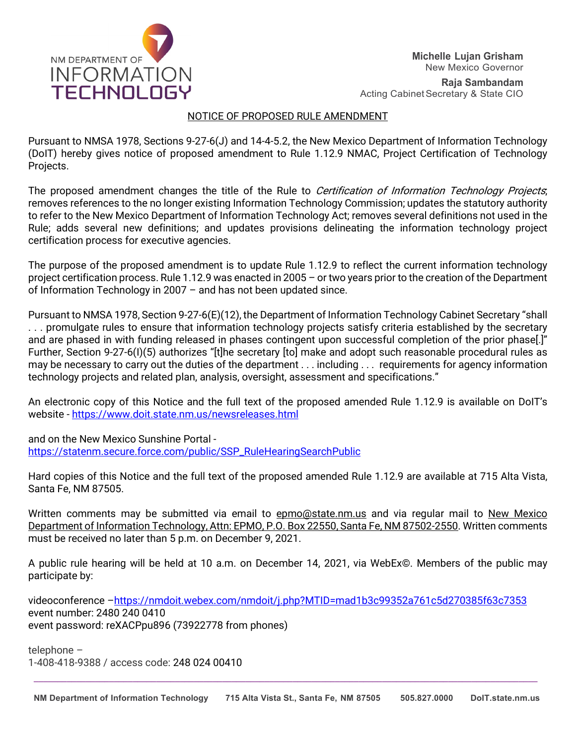NM DEPARTMENT OF
INFORMATION
TECHNOLOGY

**Michelle Lujan Grisham**
New Mexico Governor

**Raja Sambandam**
Acting Cabinet Secretary & State CIO

NOTICE OF PROPOSED RULE AMENDMENT

Pursuant to NMSA 1978, Sections 9-27-6(J) and 14-4-5.2, the New Mexico Department of Information Technology (DoIT) hereby gives notice of proposed amendment to Rule 1.12.9 NMAC, Project Certification of Technology Projects.

The proposed amendment changes the title of the Rule to *Certification of Information Technology Projects*; removes references to the no longer existing Information Technology Commission; updates the statutory authority to refer to the New Mexico Department of Information Technology Act; removes several definitions not used in the Rule; adds several new definitions; and updates provisions delineating the information technology project certification process for executive agencies.

The purpose of the proposed amendment is to update Rule 1.12.9 to reflect the current information technology project certification process. Rule 1.12.9 was enacted in 2005 – or two years prior to the creation of the Department of Information Technology in 2007 – and has not been updated since.

Pursuant to NMSA 1978, Section 9-27-6(E)(12), the Department of Information Technology Cabinet Secretary "shall . . . promulgate rules to ensure that information technology projects satisfy criteria established by the secretary and are phased in with funding released in phases contingent upon successful completion of the prior phase[.]" Further, Section 9-27-6(I)(5) authorizes "[t]he secretary [to] make and adopt such reasonable procedural rules as may be necessary to carry out the duties of the department . . . including . . . requirements for agency information technology projects and related plan, analysis, oversight, assessment and specifications."

An electronic copy of this Notice and the full text of the proposed amended Rule 1.12.9 is available on DoIT's website - https://www.doit.state.nm.us/newsreleases.html

and on the New Mexico Sunshine Portal -
https://statenm.secure.force.com/public/SSP_RuleHearingSearchPublic

Hard copies of this Notice and the full text of the proposed amended Rule 1.12.9 are available at 715 Alta Vista, Santa Fe, NM 87505.

Written comments may be submitted via email to epmo@state.nm.us and via regular mail to New Mexico Department of Information Technology, Attn: EPMO, P.O. Box 22550, Santa Fe, NM 87502-2550. Written comments must be received no later than 5 p.m. on December 9, 2021.

A public rule hearing will be held at 10 a.m. on December 14, 2021, via WebEx©. Members of the public may participate by:

videoconference –https://nmdoit.webex.com/nmdoit/j.php?MTID=mad1b3c99352a761c5d270385f63c7353
event number: 2480 240 0410
event password: reXACPpu896 (73922778 from phones)

telephone –
1-408-418-9388 / access code: 248 024 00410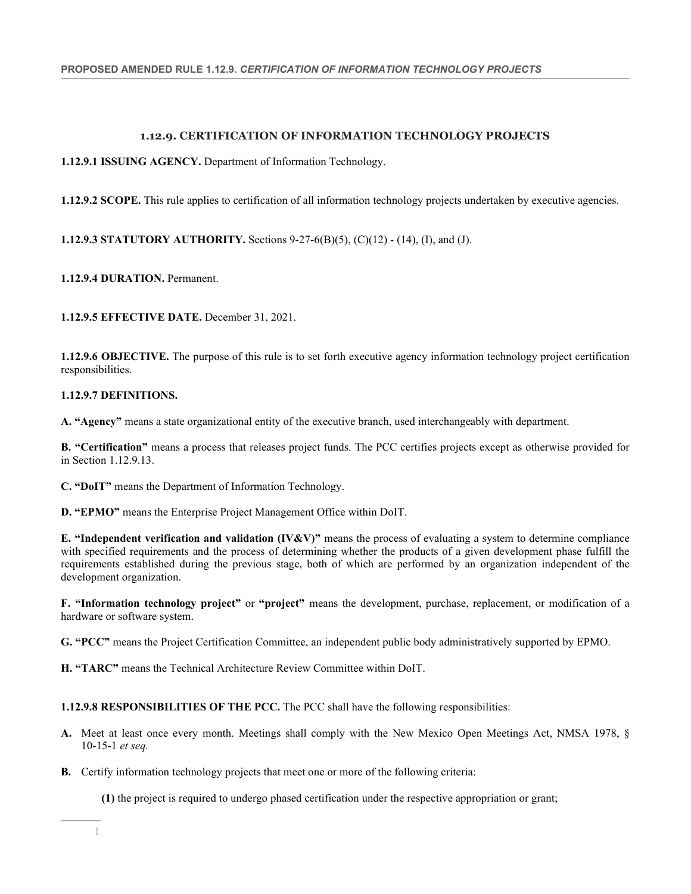# 1.12.9. CERTIFICATION OF INFORMATION TECHNOLOGY PROJECTS

**1.12.9.1 ISSUING AGENCY.** Department of Information Technology.

**1.12.9.2 SCOPE.** This rule applies to certification of all information technology projects undertaken by executive agencies.

**1.12.9.3 STATUTORY AUTHORITY.** Sections 9-27-6(B)(5), (C)(12) - (14), (I), and (J).

**1.12.9.4 DURATION.** Permanent.

**1.12.9.5 EFFECTIVE DATE.** December 31, 2021.

**1.12.9.6 OBJECTIVE.** The purpose of this rule is to set forth executive agency information technology project certification responsibilities.

**1.12.9.7 DEFINITIONS.**

**A. "Agency"** means a state organizational entity of the executive branch, used interchangeably with department.

**B. "Certification"** means a process that releases project funds. The PCC certifies projects except as otherwise provided for in Section 1.12.9.13.

**C. "DoIT"** means the Department of Information Technology.

**D. "EPMO"** means the Enterprise Project Management Office within DoIT.

**E. "Independent verification and validation (IV&V)"** means the process of evaluating a system to determine compliance with specified requirements and the process of determining whether the products of a given development phase fulfill the requirements established during the previous stage, both of which are performed by an organization independent of the development organization.

**F. "Information technology project"** or **"project"** means the development, purchase, replacement, or modification of a hardware or software system.

**G. "PCC"** means the Project Certification Committee, an independent public body administratively supported by EPMO.

**H. "TARC"** means the Technical Architecture Review Committee within DoIT.

**1.12.9.8 RESPONSIBILITIES OF THE PCC.** The PCC shall have the following responsibilities:

**A.** Meet at least once every month. Meetings shall comply with the New Mexico Open Meetings Act, NMSA 1978, § 10-15-1 *et seq.*

**B.** Certify information technology projects that meet one or more of the following criteria:

**(1)** the project is required to undergo phased certification under the respective appropriation or grant;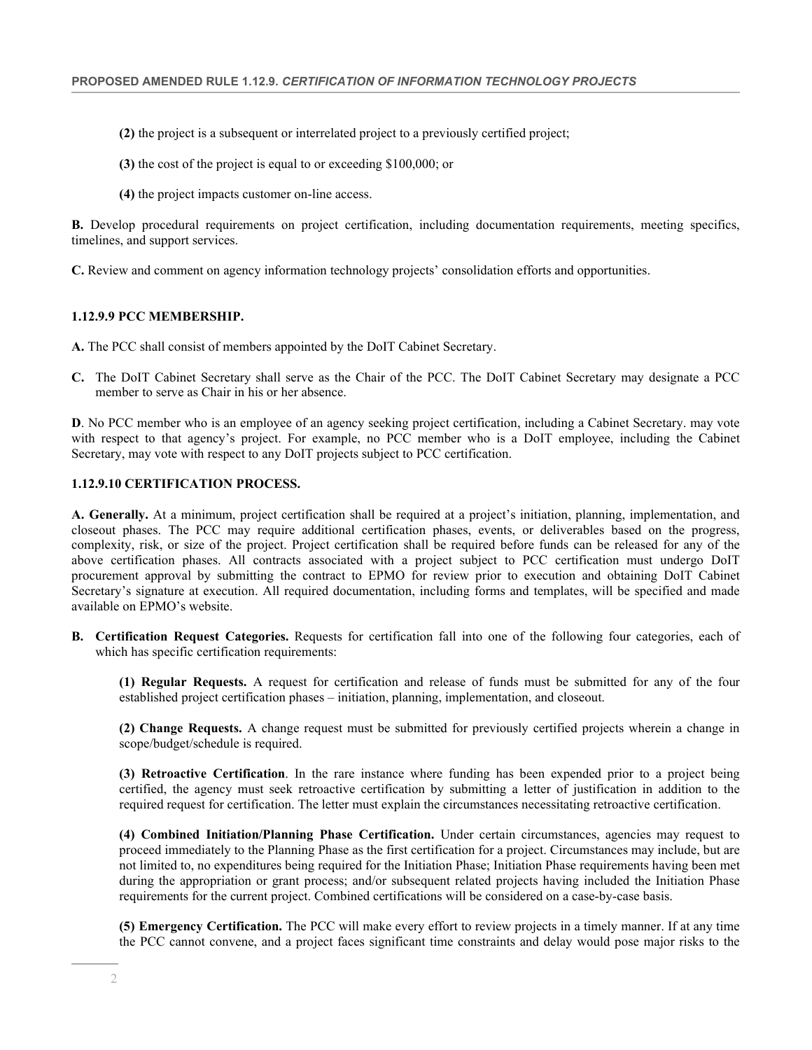**(2)** the project is a subsequent or interrelated project to a previously certified project;

**(3)** the cost of the project is equal to or exceeding $100,000; or

**(4)** the project impacts customer on-line access.

**B.** Develop procedural requirements on project certification, including documentation requirements, meeting specifics, timelines, and support services.

**C.** Review and comment on agency information technology projects' consolidation efforts and opportunities.

### 1.12.9.9 PCC MEMBERSHIP.

**A.** The PCC shall consist of members appointed by the DoIT Cabinet Secretary.

**C.** The DoIT Cabinet Secretary shall serve as the Chair of the PCC. The DoIT Cabinet Secretary may designate a PCC member to serve as Chair in his or her absence.

**D**. No PCC member who is an employee of an agency seeking project certification, including a Cabinet Secretary. may vote with respect to that agency's project. For example, no PCC member who is a DoIT employee, including the Cabinet Secretary, may vote with respect to any DoIT projects subject to PCC certification.

### 1.12.9.10 CERTIFICATION PROCESS.

**A. Generally.** At a minimum, project certification shall be required at a project's initiation, planning, implementation, and closeout phases. The PCC may require additional certification phases, events, or deliverables based on the progress, complexity, risk, or size of the project. Project certification shall be required before funds can be released for any of the above certification phases. All contracts associated with a project subject to PCC certification must undergo DoIT procurement approval by submitting the contract to EPMO for review prior to execution and obtaining DoIT Cabinet Secretary's signature at execution. All required documentation, including forms and templates, will be specified and made available on EPMO's website.

**B. Certification Request Categories.** Requests for certification fall into one of the following four categories, each of which has specific certification requirements:

**(1) Regular Requests.** A request for certification and release of funds must be submitted for any of the four established project certification phases – initiation, planning, implementation, and closeout.

**(2) Change Requests.** A change request must be submitted for previously certified projects wherein a change in scope/budget/schedule is required.

**(3) Retroactive Certification**. In the rare instance where funding has been expended prior to a project being certified, the agency must seek retroactive certification by submitting a letter of justification in addition to the required request for certification. The letter must explain the circumstances necessitating retroactive certification.

**(4) Combined Initiation/Planning Phase Certification.** Under certain circumstances, agencies may request to proceed immediately to the Planning Phase as the first certification for a project. Circumstances may include, but are not limited to, no expenditures being required for the Initiation Phase; Initiation Phase requirements having been met during the appropriation or grant process; and/or subsequent related projects having included the Initiation Phase requirements for the current project. Combined certifications will be considered on a case-by-case basis.

**(5) Emergency Certification.** The PCC will make every effort to review projects in a timely manner. If at any time the PCC cannot convene, and a project faces significant time constraints and delay would pose major risks to the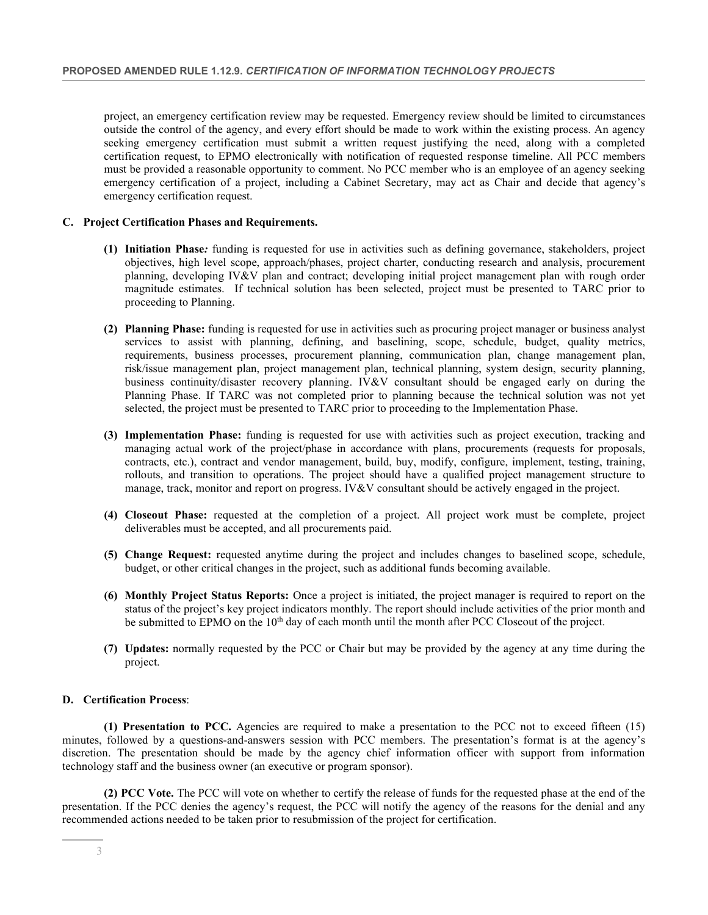project, an emergency certification review may be requested. Emergency review should be limited to circumstances outside the control of the agency, and every effort should be made to work within the existing process. An agency seeking emergency certification must submit a written request justifying the need, along with a completed certification request, to EPMO electronically with notification of requested response timeline. All PCC members must be provided a reasonable opportunity to comment. No PCC member who is an employee of an agency seeking emergency certification of a project, including a Cabinet Secretary, may act as Chair and decide that agency's emergency certification request.

**C. Project Certification Phases and Requirements.**

**(1) Initiation Phase***:* funding is requested for use in activities such as defining governance, stakeholders, project objectives, high level scope, approach/phases, project charter, conducting research and analysis, procurement planning, developing IV&V plan and contract; developing initial project management plan with rough order magnitude estimates. If technical solution has been selected, project must be presented to TARC prior to proceeding to Planning.

**(2) Planning Phase:** funding is requested for use in activities such as procuring project manager or business analyst services to assist with planning, defining, and baselining, scope, schedule, budget, quality metrics, requirements, business processes, procurement planning, communication plan, change management plan, risk/issue management plan, project management plan, technical planning, system design, security planning, business continuity/disaster recovery planning. IV&V consultant should be engaged early on during the Planning Phase. If TARC was not completed prior to planning because the technical solution was not yet selected, the project must be presented to TARC prior to proceeding to the Implementation Phase.

**(3) Implementation Phase:** funding is requested for use with activities such as project execution, tracking and managing actual work of the project/phase in accordance with plans, procurements (requests for proposals, contracts, etc.), contract and vendor management, build, buy, modify, configure, implement, testing, training, rollouts, and transition to operations. The project should have a qualified project management structure to manage, track, monitor and report on progress. IV&V consultant should be actively engaged in the project.

**(4) Closeout Phase:** requested at the completion of a project. All project work must be complete, project deliverables must be accepted, and all procurements paid.

**(5) Change Request:** requested anytime during the project and includes changes to baselined scope, schedule, budget, or other critical changes in the project, such as additional funds becoming available.

**(6) Monthly Project Status Reports:** Once a project is initiated, the project manager is required to report on the status of the project's key project indicators monthly. The report should include activities of the prior month and be submitted to EPMO on the 10th day of each month until the month after PCC Closeout of the project.

**(7) Updates:** normally requested by the PCC or Chair but may be provided by the agency at any time during the project.

**D. Certification Process**:

**(1) Presentation to PCC.** Agencies are required to make a presentation to the PCC not to exceed fifteen (15) minutes, followed by a questions-and-answers session with PCC members. The presentation's format is at the agency's discretion. The presentation should be made by the agency chief information officer with support from information technology staff and the business owner (an executive or program sponsor).

**(2) PCC Vote.** The PCC will vote on whether to certify the release of funds for the requested phase at the end of the presentation. If the PCC denies the agency's request, the PCC will notify the agency of the reasons for the denial and any recommended actions needed to be taken prior to resubmission of the project for certification.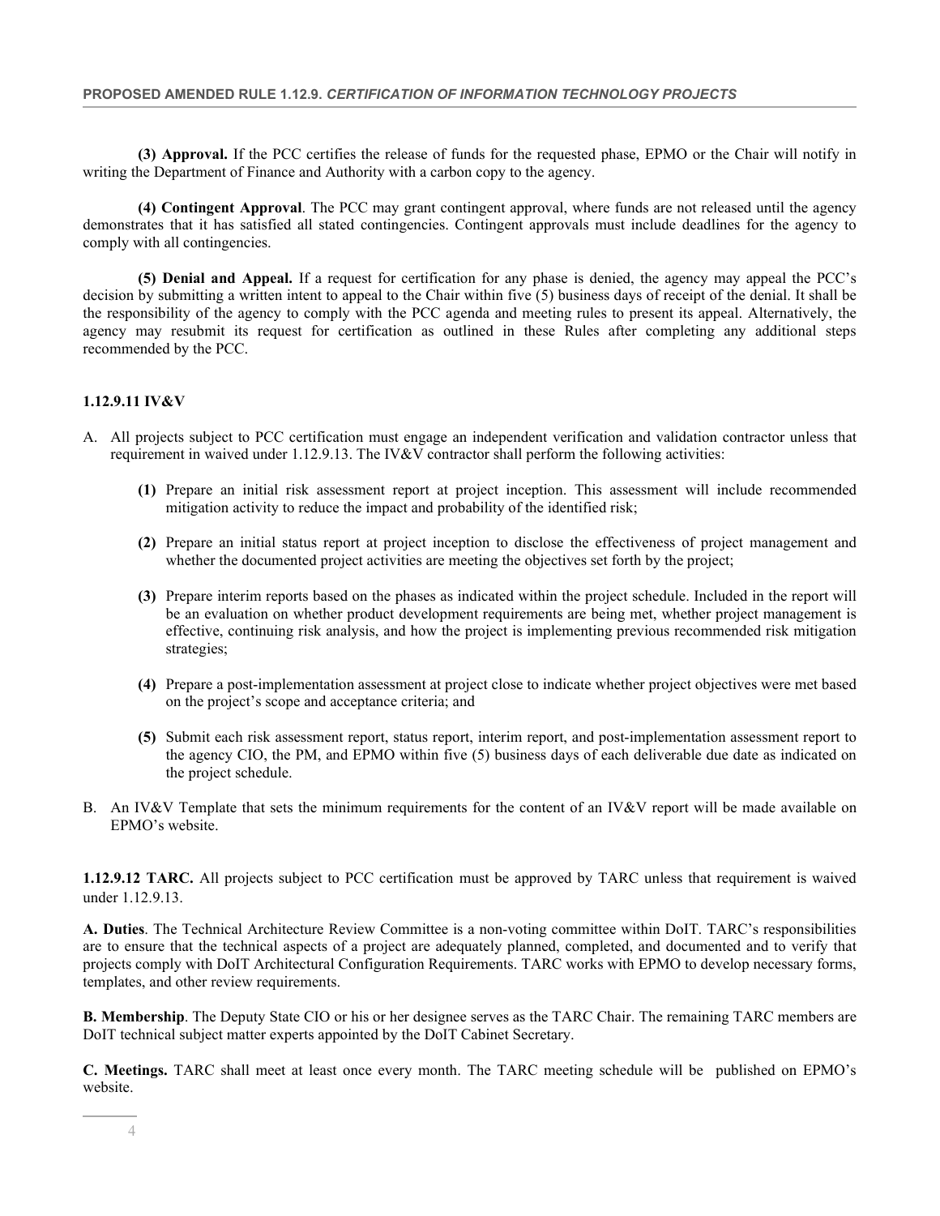**(3) Approval.** If the PCC certifies the release of funds for the requested phase, EPMO or the Chair will notify in writing the Department of Finance and Authority with a carbon copy to the agency.

**(4) Contingent Approval**. The PCC may grant contingent approval, where funds are not released until the agency demonstrates that it has satisfied all stated contingencies. Contingent approvals must include deadlines for the agency to comply with all contingencies.

**(5) Denial and Appeal.** If a request for certification for any phase is denied, the agency may appeal the PCC's decision by submitting a written intent to appeal to the Chair within five (5) business days of receipt of the denial. It shall be the responsibility of the agency to comply with the PCC agenda and meeting rules to present its appeal. Alternatively, the agency may resubmit its request for certification as outlined in these Rules after completing any additional steps recommended by the PCC.

**1.12.9.11 IV&V**

A. All projects subject to PCC certification must engage an independent verification and validation contractor unless that requirement in waived under 1.12.9.13. The IV&V contractor shall perform the following activities:

   **(1)** Prepare an initial risk assessment report at project inception. This assessment will include recommended mitigation activity to reduce the impact and probability of the identified risk;

   **(2)** Prepare an initial status report at project inception to disclose the effectiveness of project management and whether the documented project activities are meeting the objectives set forth by the project;

   **(3)** Prepare interim reports based on the phases as indicated within the project schedule. Included in the report will be an evaluation on whether product development requirements are being met, whether project management is effective, continuing risk analysis, and how the project is implementing previous recommended risk mitigation strategies;

   **(4)** Prepare a post-implementation assessment at project close to indicate whether project objectives were met based on the project's scope and acceptance criteria; and

   **(5)** Submit each risk assessment report, status report, interim report, and post-implementation assessment report to the agency CIO, the PM, and EPMO within five (5) business days of each deliverable due date as indicated on the project schedule.

B. An IV&V Template that sets the minimum requirements for the content of an IV&V report will be made available on EPMO's website.

**1.12.9.12 TARC.** All projects subject to PCC certification must be approved by TARC unless that requirement is waived under 1.12.9.13.

**A. Duties**. The Technical Architecture Review Committee is a non-voting committee within DoIT. TARC's responsibilities are to ensure that the technical aspects of a project are adequately planned, completed, and documented and to verify that projects comply with DoIT Architectural Configuration Requirements. TARC works with EPMO to develop necessary forms, templates, and other review requirements.

**B. Membership**. The Deputy State CIO or his or her designee serves as the TARC Chair. The remaining TARC members are DoIT technical subject matter experts appointed by the DoIT Cabinet Secretary.

**C. Meetings.** TARC shall meet at least once every month. The TARC meeting schedule will be published on EPMO's website.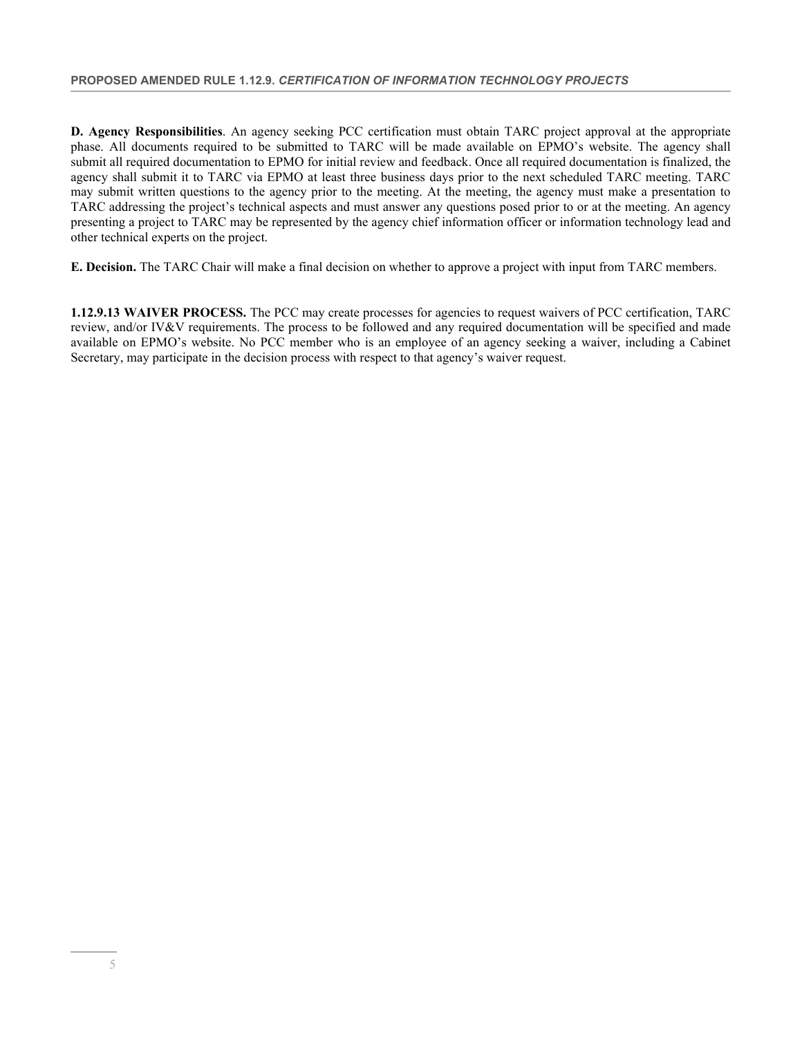**D. Agency Responsibilities**. An agency seeking PCC certification must obtain TARC project approval at the appropriate phase. All documents required to be submitted to TARC will be made available on EPMO's website. The agency shall submit all required documentation to EPMO for initial review and feedback. Once all required documentation is finalized, the agency shall submit it to TARC via EPMO at least three business days prior to the next scheduled TARC meeting. TARC may submit written questions to the agency prior to the meeting. At the meeting, the agency must make a presentation to TARC addressing the project's technical aspects and must answer any questions posed prior to or at the meeting. An agency presenting a project to TARC may be represented by the agency chief information officer or information technology lead and other technical experts on the project.

**E. Decision.** The TARC Chair will make a final decision on whether to approve a project with input from TARC members.

**1.12.9.13 WAIVER PROCESS.** The PCC may create processes for agencies to request waivers of PCC certification, TARC review, and/or IV&V requirements. The process to be followed and any required documentation will be specified and made available on EPMO's website. No PCC member who is an employee of an agency seeking a waiver, including a Cabinet Secretary, may participate in the decision process with respect to that agency's waiver request.